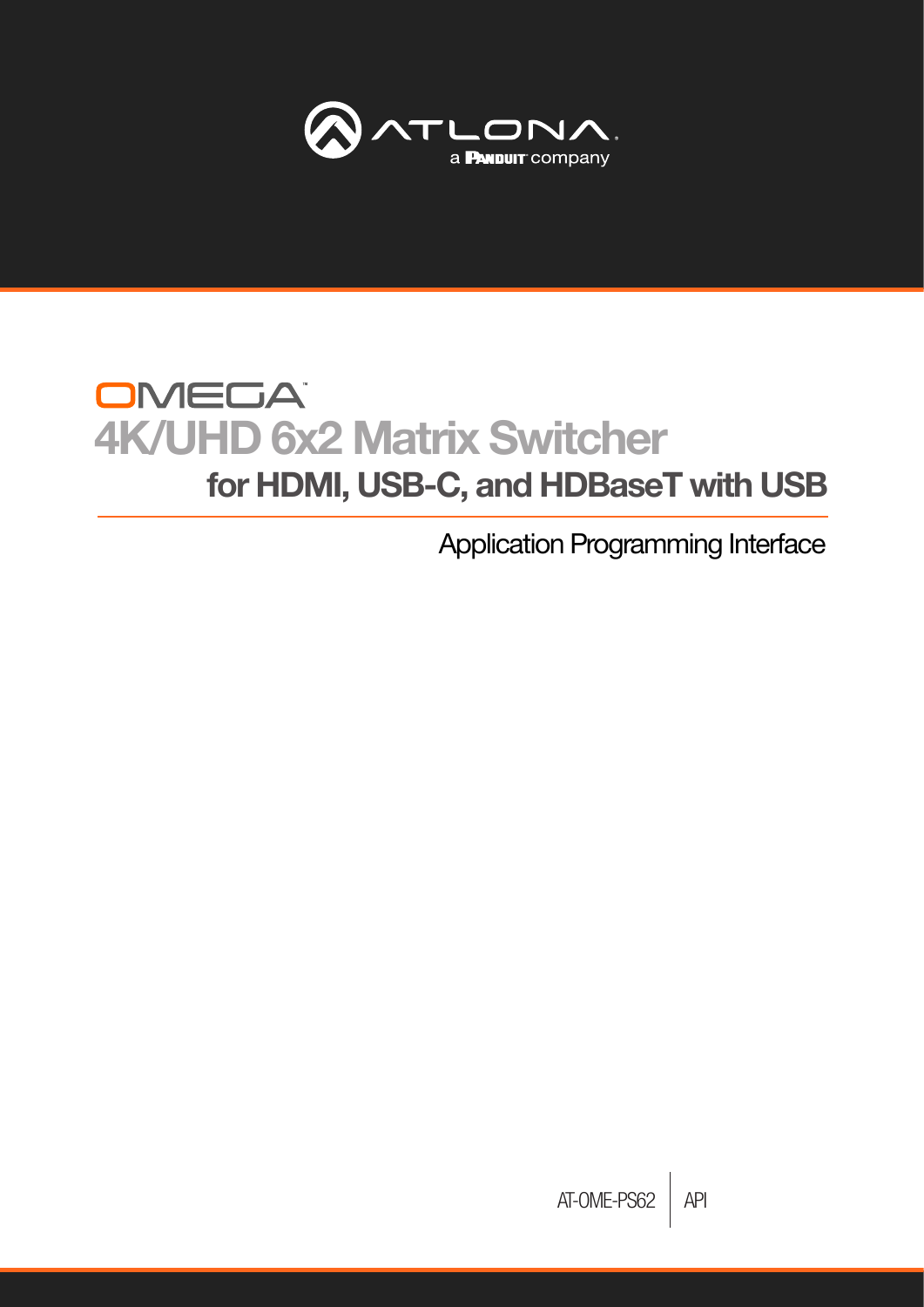ATLONA
a PANDUIT company

# OMEGA™

# 4K/UHD 6x2 Matrix Switcher

## for HDMI, USB-C, and HDBaseT with USB

Application Programming Interface

AT-OME-PS62 | API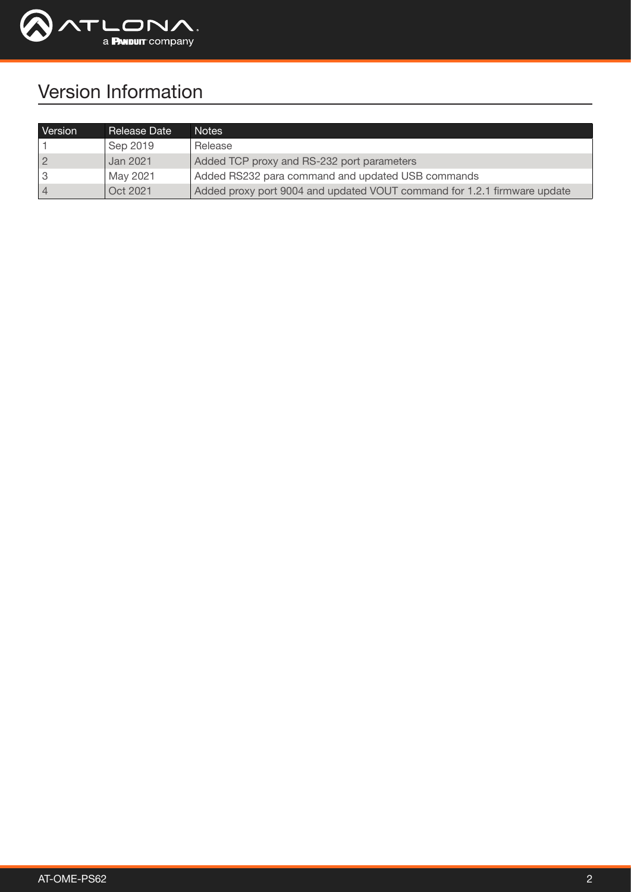# Version Information

| Version | Release Date | Notes |
|---|---|---|
| 1 | Sep 2019 | Release |
| 2 | Jan 2021 | Added TCP proxy and RS-232 port parameters |
| 3 | May 2021 | Added RS232 para command and updated USB commands |
| 4 | Oct 2021 | Added proxy port 9004 and updated VOUT command for 1.2.1 firmware update |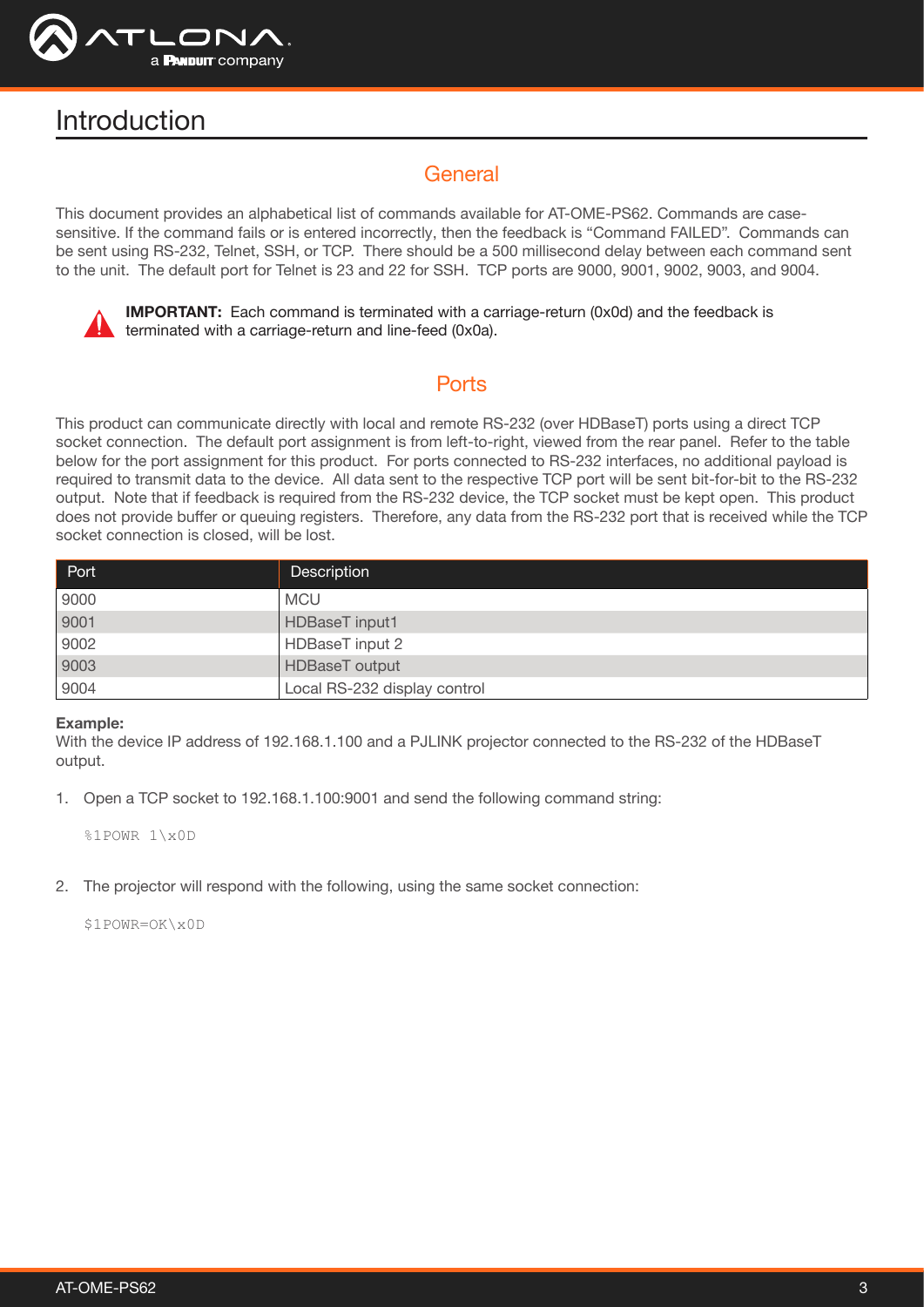# Introduction

## General

This document provides an alphabetical list of commands available for AT-OME-PS62. Commands are case-sensitive. If the command fails or is entered incorrectly, then the feedback is "Command FAILED". Commands can be sent using RS-232, Telnet, SSH, or TCP. There should be a 500 millisecond delay between each command sent to the unit. The default port for Telnet is 23 and 22 for SSH. TCP ports are 9000, 9001, 9002, 9003, and 9004.

**IMPORTANT:** Each command is terminated with a carriage-return (0x0d) and the feedback is terminated with a carriage-return and line-feed (0x0a).

## Ports

This product can communicate directly with local and remote RS-232 (over HDBaseT) ports using a direct TCP socket connection. The default port assignment is from left-to-right, viewed from the rear panel. Refer to the table below for the port assignment for this product. For ports connected to RS-232 interfaces, no additional payload is required to transmit data to the device. All data sent to the respective TCP port will be sent bit-for-bit to the RS-232 output. Note that if feedback is required from the RS-232 device, the TCP socket must be kept open. This product does not provide buffer or queuing registers. Therefore, any data from the RS-232 port that is received while the TCP socket connection is closed, will be lost.

| Port | Description |
|---|---|
| 9000 | MCU |
| 9001 | HDBaseT input1 |
| 9002 | HDBaseT input 2 |
| 9003 | HDBaseT output |
| 9004 | Local RS-232 display control |

**Example:**
With the device IP address of 192.168.1.100 and a PJLINK projector connected to the RS-232 of the HDBaseT output.

1. Open a TCP socket to 192.168.1.100:9001 and send the following command string:

```
%1POWR 1\x0D
```

2. The projector will respond with the following, using the same socket connection:

```
$1POWR=OK\x0D
```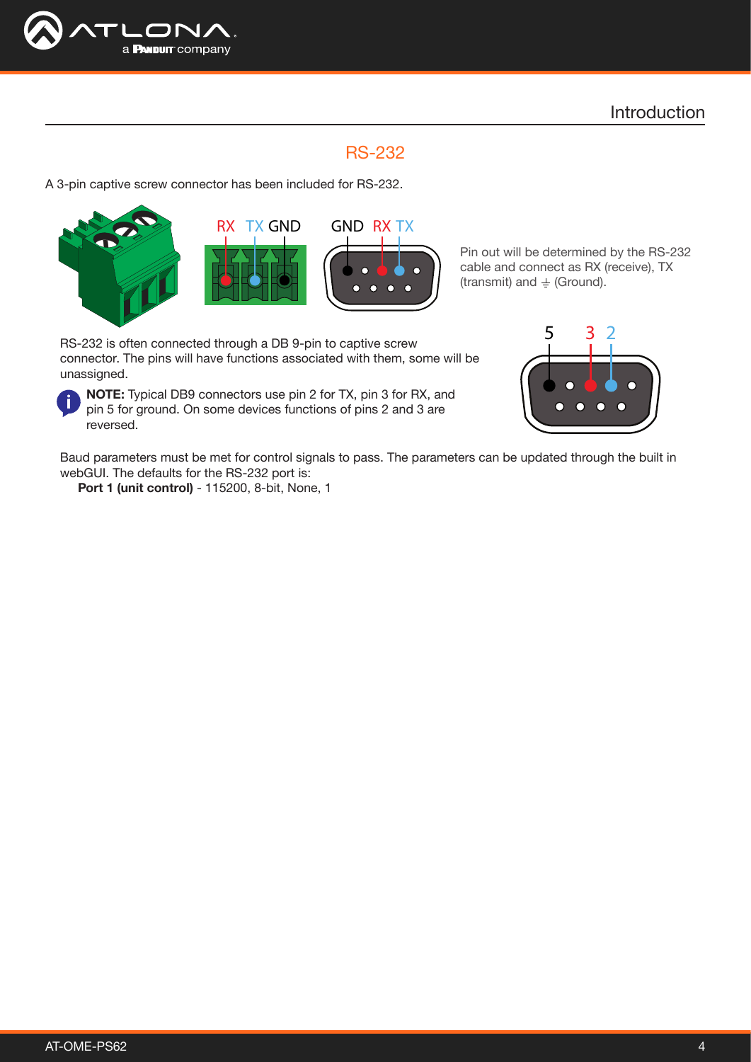## RS-232

A 3-pin captive screw connector has been included for RS-232.

RX TX GND

GND RX TX

Pin out will be determined by the RS-232 cable and connect as RX (receive), TX (transmit) and ⏚ (Ground).

RS-232 is often connected through a DB 9-pin to captive screw connector. The pins will have functions associated with them, some will be unassigned.

**NOTE:** Typical DB9 connectors use pin 2 for TX, pin 3 for RX, and pin 5 for ground. On some devices functions of pins 2 and 3 are reversed.

5 3 2

Baud parameters must be met for control signals to pass. The parameters can be updated through the built in webGUI. The defaults for the RS-232 port is:

**Port 1 (unit control)** - 115200, 8-bit, None, 1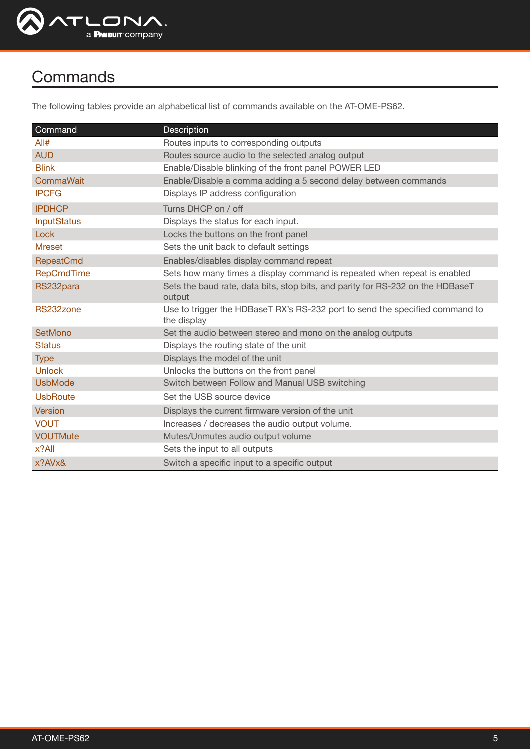# Commands

The following tables provide an alphabetical list of commands available on the AT-OME-PS62.

| Command | Description |
|---|---|
| All# | Routes inputs to corresponding outputs |
| AUD | Routes source audio to the selected analog output |
| Blink | Enable/Disable blinking of the front panel POWER LED |
| CommaWait | Enable/Disable a comma adding a 5 second delay between commands |
| IPCFG | Displays IP address configuration |
| IPDHCP | Turns DHCP on / off |
| InputStatus | Displays the status for each input. |
| Lock | Locks the buttons on the front panel |
| Mreset | Sets the unit back to default settings |
| RepeatCmd | Enables/disables display command repeat |
| RepCmdTime | Sets how many times a display command is repeated when repeat is enabled |
| RS232para | Sets the baud rate, data bits, stop bits, and parity for RS-232 on the HDBaseT output |
| RS232zone | Use to trigger the HDBaseT RX's RS-232 port to send the specified command to the display |
| SetMono | Set the audio between stereo and mono on the analog outputs |
| Status | Displays the routing state of the unit |
| Type | Displays the model of the unit |
| Unlock | Unlocks the buttons on the front panel |
| UsbMode | Switch between Follow and Manual USB switching |
| UsbRoute | Set the USB source device |
| Version | Displays the current firmware version of the unit |
| VOUT | Increases / decreases the audio output volume. |
| VOUTMute | Mutes/Unmutes audio output volume |
| x?All | Sets the input to all outputs |
| x?AVx& | Switch a specific input to a specific output |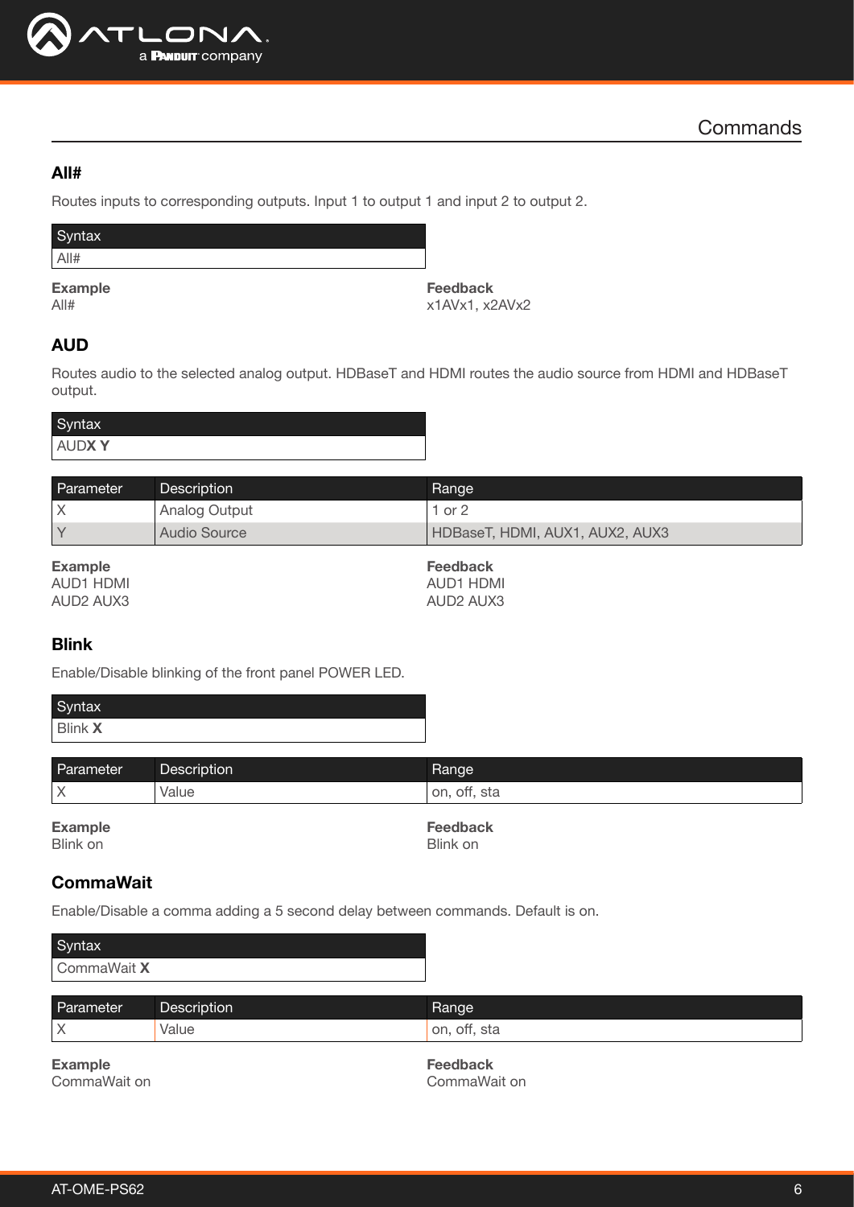## Commands

### All#

Routes inputs to corresponding outputs. Input 1 to output 1 and input 2 to output 2.

| Syntax |
|---|
| All# |

**Example**
All#

**Feedback**
x1AVx1, x2AVx2

### AUD

Routes audio to the selected analog output. HDBaseT and HDMI routes the audio source from HDMI and HDBaseT output.

| Syntax |
|---|
| AUD**X Y** |

| Parameter | Description | Range |
|---|---|---|
| X | Analog Output | 1 or 2 |
| Y | Audio Source | HDBaseT, HDMI, AUX1, AUX2, AUX3 |

**Example**
AUD1 HDMI
AUD2 AUX3

**Feedback**
AUD1 HDMI
AUD2 AUX3

### Blink

Enable/Disable blinking of the front panel POWER LED.

| Syntax |
|---|
| Blink **X** |

| Parameter | Description | Range |
|---|---|---|
| X | Value | on, off, sta |

**Example**
Blink on

**Feedback**
Blink on

### CommaWait

Enable/Disable a comma adding a 5 second delay between commands. Default is on.

| Syntax |
|---|
| CommaWait **X** |

| Parameter | Description | Range |
|---|---|---|
| X | Value | on, off, sta |

**Example**
CommaWait on

**Feedback**
CommaWait on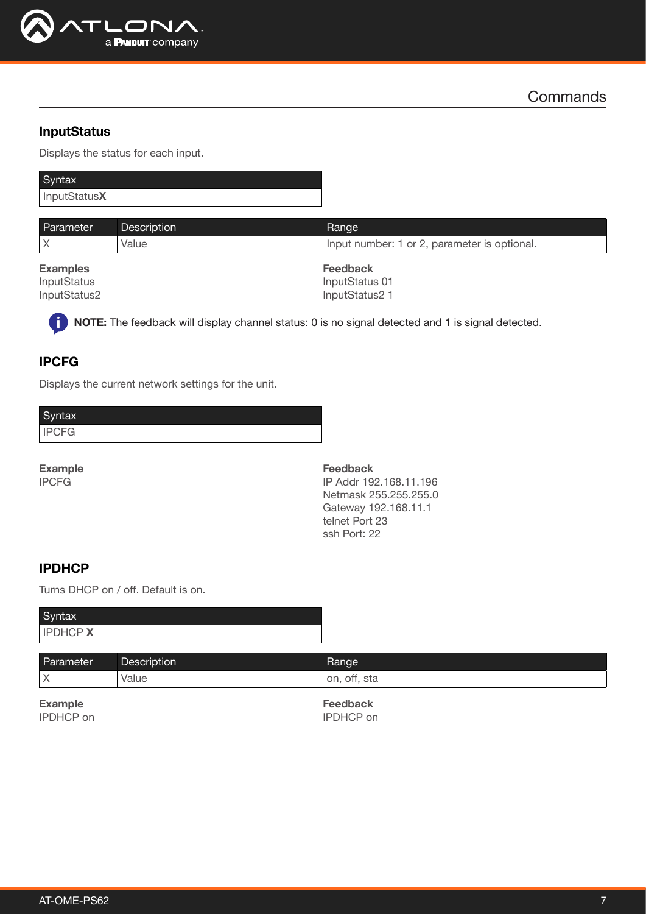## InputStatus

Displays the status for each input.

| Syntax |
|---|
| InputStatus**X** |

| Parameter | Description | Range |
|---|---|---|
| X | Value | Input number: 1 or 2, parameter is optional. |

**Examples**
InputStatus
InputStatus2

**Feedback**
InputStatus 01
InputStatus2 1

**NOTE:** The feedback will display channel status: 0 is no signal detected and 1 is signal detected.

## IPCFG

Displays the current network settings for the unit.

| Syntax |
|---|
| IPCFG |

**Example**
IPCFG

**Feedback**
IP Addr 192.168.11.196
Netmask 255.255.255.0
Gateway 192.168.11.1
telnet Port 23
ssh Port: 22

## IPDHCP

Turns DHCP on / off. Default is on.

| Syntax |
|---|
| IPDHCP **X** |

| Parameter | Description | Range |
|---|---|---|
| X | Value | on, off, sta |

**Example**
IPDHCP on

**Feedback**
IPDHCP on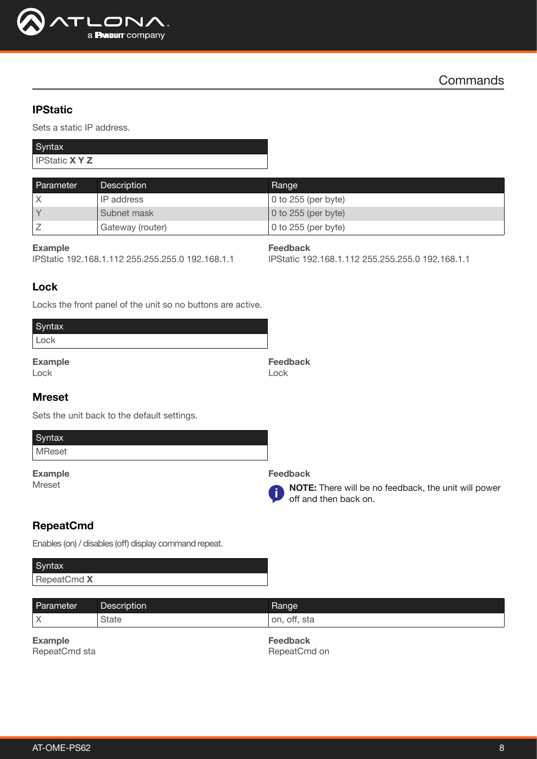## IPStatic

Sets a static IP address.

| Syntax |
|---|
| IPStatic **X Y Z** |

| Parameter | Description | Range |
|---|---|---|
| X | IP address | 0 to 255 (per byte) |
| Y | Subnet mask | 0 to 255 (per byte) |
| Z | Gateway (router) | 0 to 255 (per byte) |

**Example**
IPStatic 192.168.1.112 255.255.255.0 192.168.1.1

**Feedback**
IPStatic 192.168.1.112 255.255.255.0 192.168.1.1

## Lock

Locks the front panel of the unit so no buttons are active.

| Syntax |
|---|
| Lock |

**Example**
Lock

**Feedback**
Lock

## Mreset

Sets the unit back to the default settings.

| Syntax |
|---|
| MReset |

**Example**
Mreset

**Feedback**

**NOTE:** There will be no feedback, the unit will power off and then back on.

## RepeatCmd

Enables (on) / disables (off) display command repeat.

| Syntax |
|---|
| RepeatCmd **X** |

| Parameter | Description | Range |
|---|---|---|
| X | State | on, off, sta |

**Example**
RepeatCmd sta

**Feedback**
RepeatCmd on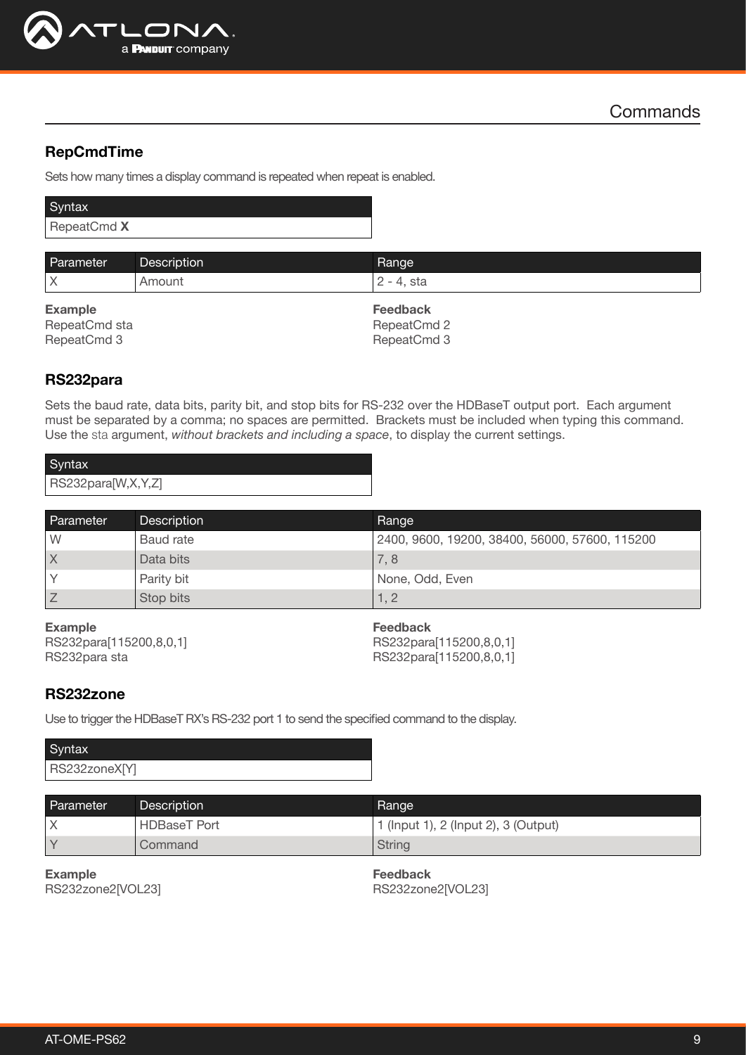## RepCmdTime

Sets how many times a display command is repeated when repeat is enabled.

| Syntax |
|---|
| RepeatCmd **X** |

| Parameter | Description | Range |
|---|---|---|
| X | Amount | 2 - 4, sta |

**Example**
RepeatCmd sta
RepeatCmd 3

**Feedback**
RepeatCmd 2
RepeatCmd 3

## RS232para

Sets the baud rate, data bits, parity bit, and stop bits for RS-232 over the HDBaseT output port. Each argument must be separated by a comma; no spaces are permitted. Brackets must be included when typing this command. Use the sta argument, *without brackets and including a space*, to display the current settings.

| Syntax |
|---|
| RS232para[W,X,Y,Z] |

| Parameter | Description | Range |
|---|---|---|
| W | Baud rate | 2400, 9600, 19200, 38400, 56000, 57600, 115200 |
| X | Data bits | 7, 8 |
| Y | Parity bit | None, Odd, Even |
| Z | Stop bits | 1, 2 |

**Example**
RS232para[115200,8,0,1]
RS232para sta

**Feedback**
RS232para[115200,8,0,1]
RS232para[115200,8,0,1]

## RS232zone

Use to trigger the HDBaseT RX's RS-232 port 1 to send the specified command to the display.

| Syntax |
|---|
| RS232zoneX[Y] |

| Parameter | Description | Range |
|---|---|---|
| X | HDBaseT Port | 1 (Input 1), 2 (Input 2), 3 (Output) |
| Y | Command | String |

**Example**
RS232zone2[VOL23]

**Feedback**
RS232zone2[VOL23]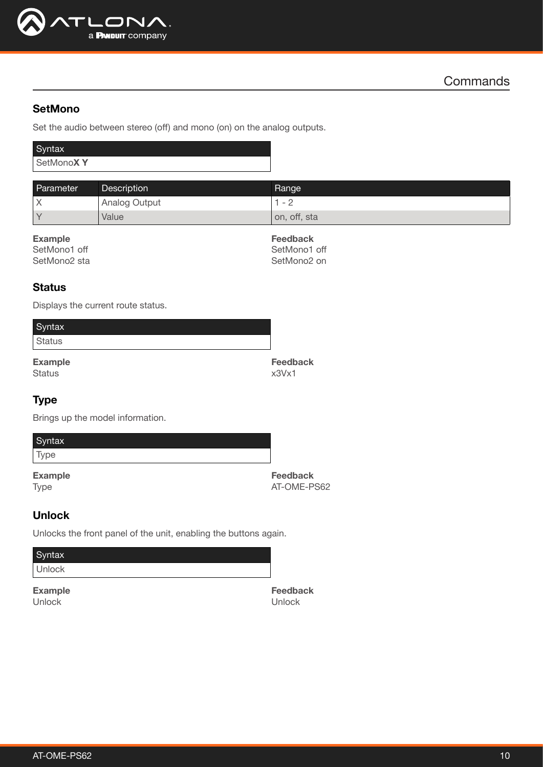## SetMono

Set the audio between stereo (off) and mono (on) on the analog outputs.

| Syntax |
|---|
| SetMono**X Y** |

| Parameter | Description | Range |
|---|---|---|
| X | Analog Output | 1 - 2 |
| Y | Value | on, off, sta |

**Example**
SetMono1 off
SetMono2 sta

**Feedback**
SetMono1 off
SetMono2 on

## Status

Displays the current route status.

| Syntax |
|---|
| Status |

**Example**
Status

**Feedback**
x3Vx1

## Type

Brings up the model information.

| Syntax |
|---|
| Type |

**Example**
Type

**Feedback**
AT-OME-PS62

## Unlock

Unlocks the front panel of the unit, enabling the buttons again.

| Syntax |
|---|
| Unlock |

**Example**
Unlock

**Feedback**
Unlock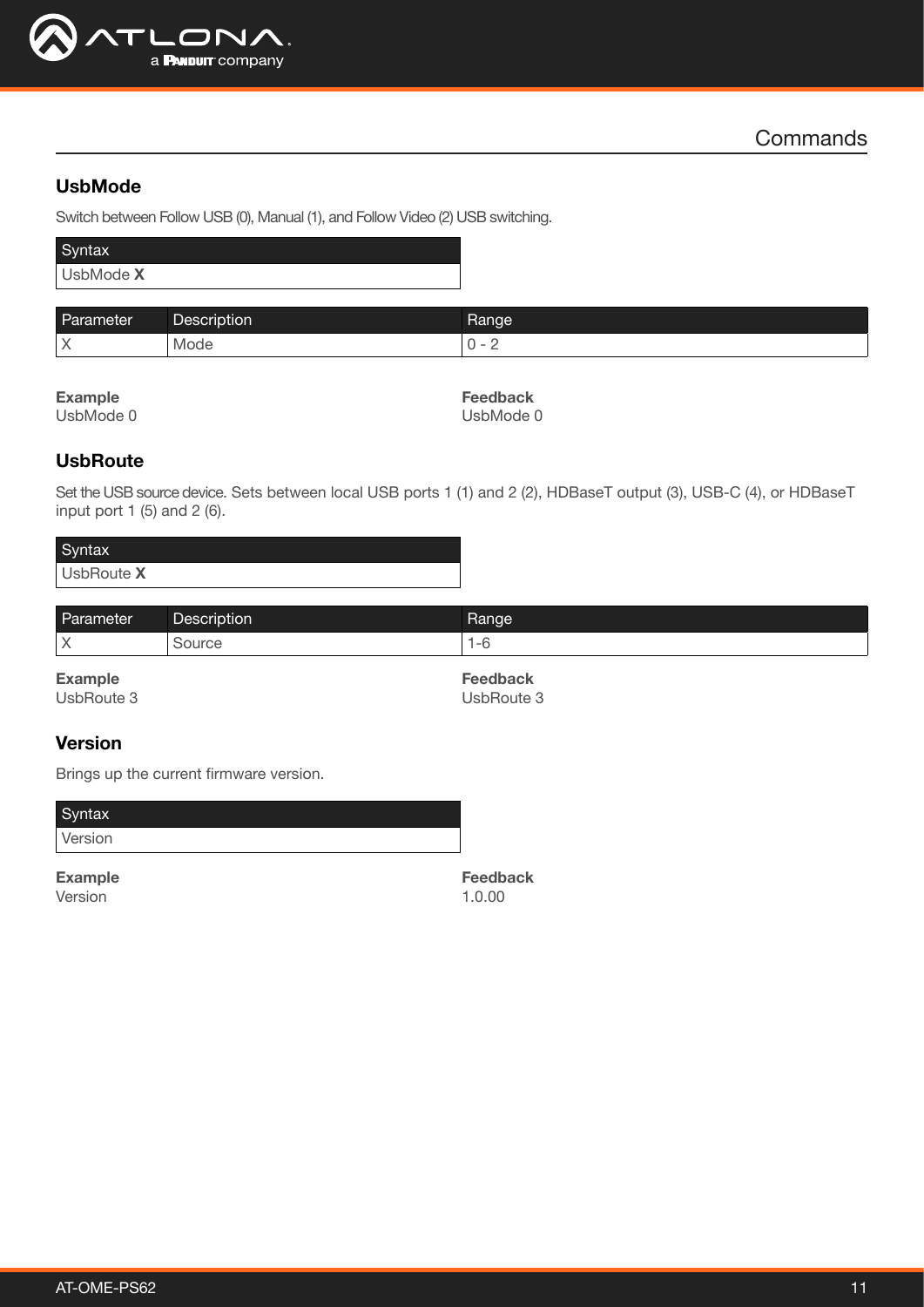## UsbMode

Switch between Follow USB (0), Manual (1), and Follow Video (2) USB switching.

| Syntax |
|---|
| UsbMode **X** |

| Parameter | Description | Range |
|---|---|---|
| X | Mode | 0 - 2 |

**Example**
UsbMode 0

**Feedback**
UsbMode 0

## UsbRoute

Set the USB source device. Sets between local USB ports 1 (1) and 2 (2), HDBaseT output (3), USB-C (4), or HDBaseT input port 1 (5) and 2 (6).

| Syntax |
|---|
| UsbRoute **X** |

| Parameter | Description | Range |
|---|---|---|
| X | Source | 1-6 |

**Example**
UsbRoute 3

**Feedback**
UsbRoute 3

## Version

Brings up the current firmware version.

| Syntax |
|---|
| Version |

**Example**
Version

**Feedback**
1.0.00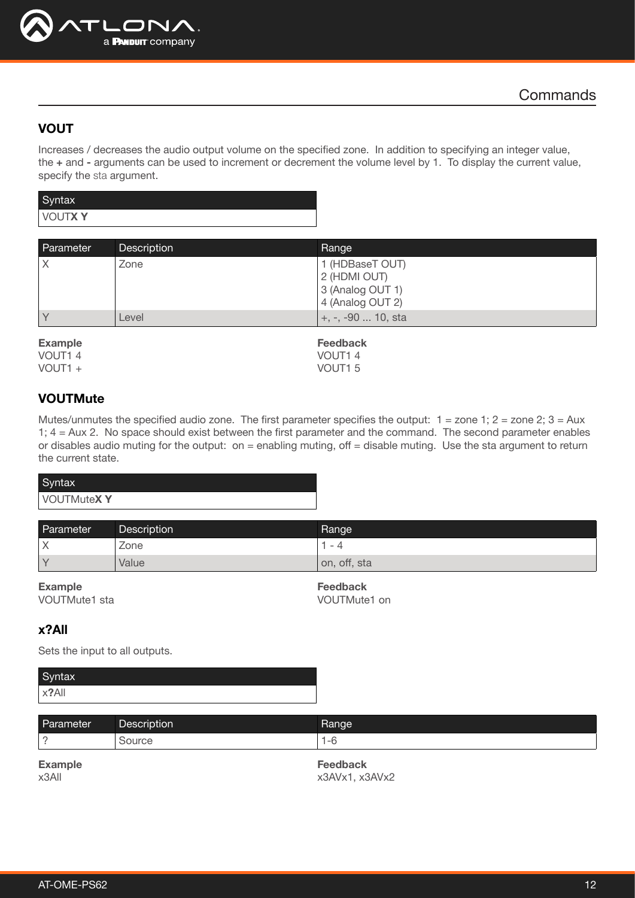## Commands

### VOUT

Increases / decreases the audio output volume on the specified zone. In addition to specifying an integer value, the **+** and **-** arguments can be used to increment or decrement the volume level by 1. To display the current value, specify the sta argument.

| Syntax |
|---|
| VOUT**X Y** |

| Parameter | Description | Range |
|---|---|---|
| X | Zone | 1 (HDBaseT OUT)<br>2 (HDMI OUT)<br>3 (Analog OUT 1)<br>4 (Analog OUT 2) |
| Y | Level | +, -, -90 ... 10, sta |

**Example**
VOUT1 4
VOUT1 +

**Feedback**
VOUT1 4
VOUT1 5

### VOUTMute

Mutes/unmutes the specified audio zone. The first parameter specifies the output: 1 = zone 1; 2 = zone 2; 3 = Aux 1; 4 = Aux 2. No space should exist between the first parameter and the command. The second parameter enables or disables audio muting for the output: on = enabling muting, off = disable muting. Use the sta argument to return the current state.

| Syntax |
|---|
| VOUTMute**X Y** |

| Parameter | Description | Range |
|---|---|---|
| X | Zone | 1 - 4 |
| Y | Value | on, off, sta |

**Example**
VOUTMute1 sta

**Feedback**
VOUTMute1 on

### x?All

Sets the input to all outputs.

| Syntax |
|---|
| x**?**All |

| Parameter | Description | Range |
|---|---|---|
| ? | Source | 1-6 |

**Example**
x3All

**Feedback**
x3AVx1, x3AVx2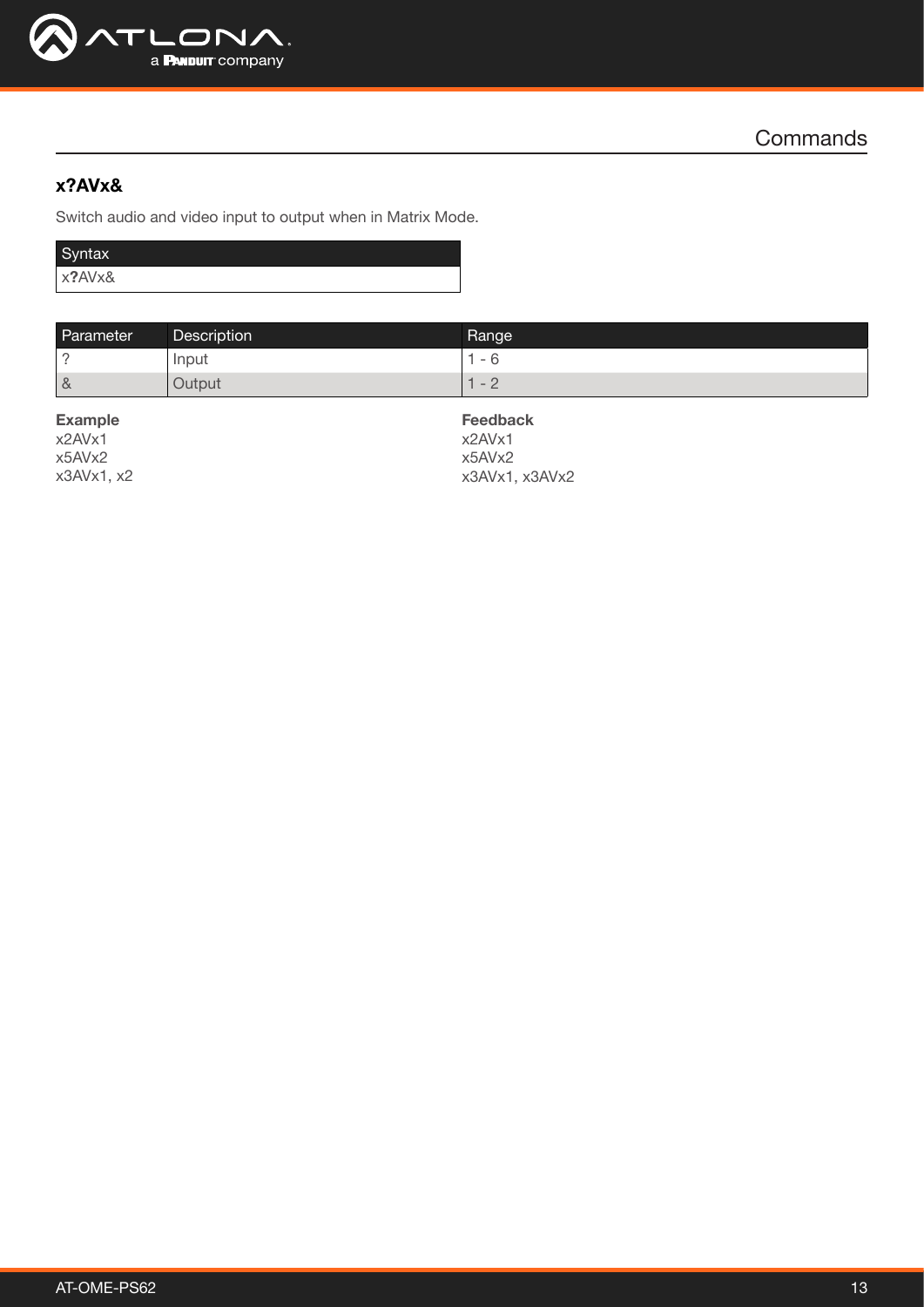# Commands

### x?AVx&

Switch audio and video input to output when in Matrix Mode.

| Syntax |
|---|
| x**?**AVx& |

| Parameter | Description | Range |
|---|---|---|
| ? | Input | 1 - 6 |
| & | Output | 1 - 2 |

**Example**
x2AVx1
x5AVx2
x3AVx1, x2

**Feedback**
x2AVx1
x5AVx2
x3AVx1, x3AVx2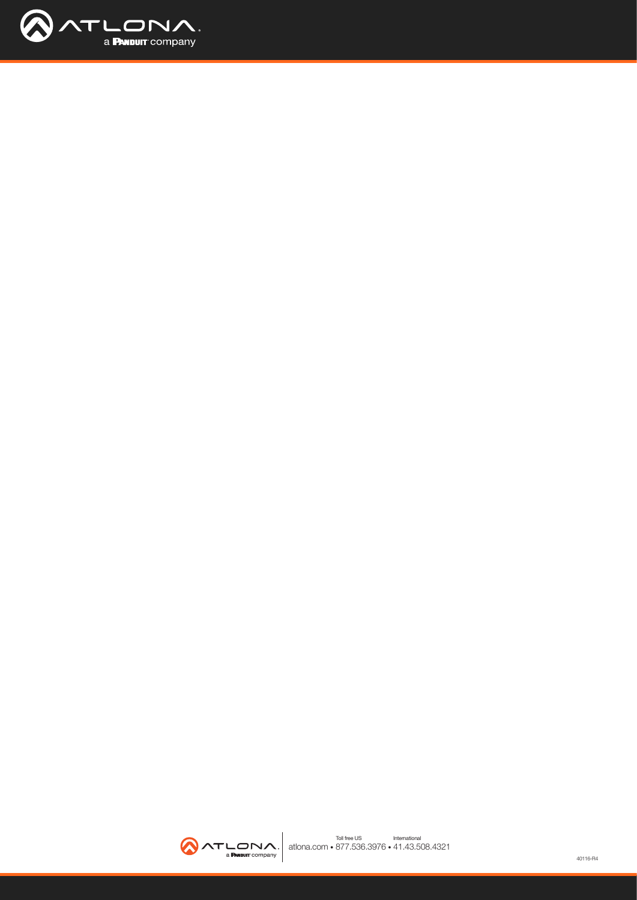Toll free US International
atlona.com • 877.536.3976 • 41.43.508.4321

40116-R4